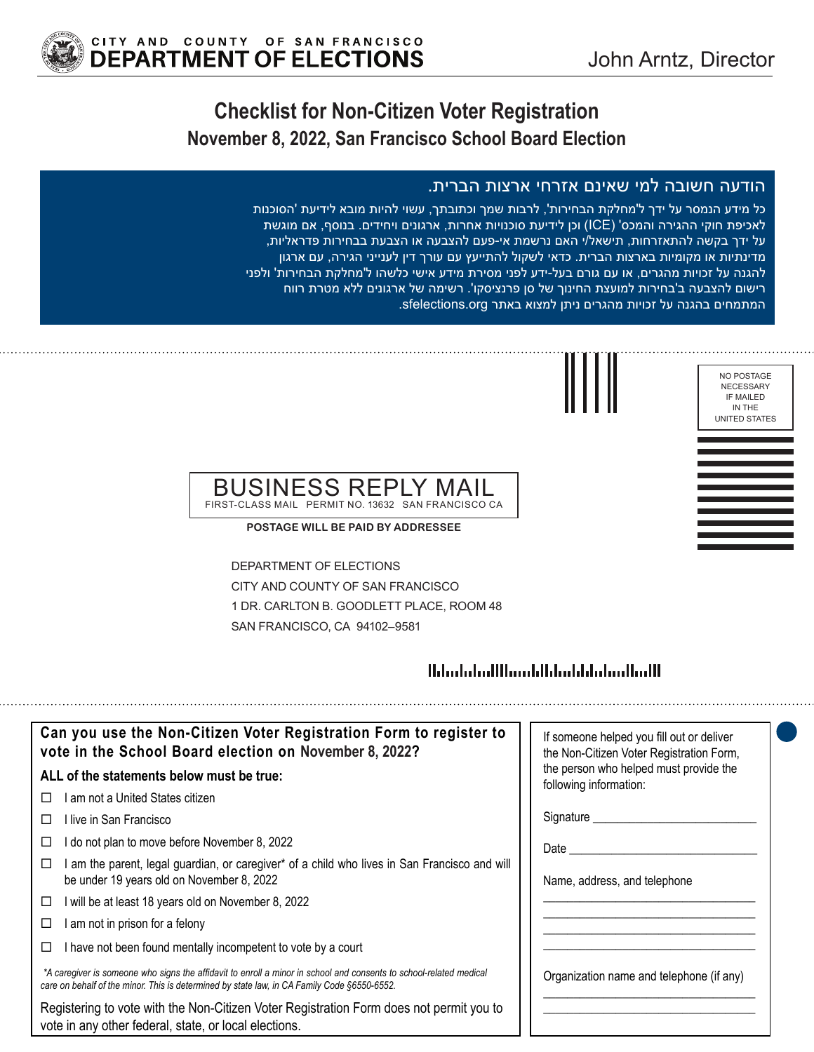CITY AND COUNTY OF SAN FRANCISCO
**DEPARTMENT OF ELECTIONS**

John Arntz, Director

# Checklist for Non-Citizen Voter Registration

## November 8, 2022, San Francisco School Board Election

### הודעה חשובה למי שאינם אזרחי ארצות הברית.

כל מידע הנמסר על ידך ל'מחלקת הבחירות', לרבות שמך וכתובתך, עשוי להיות מובא לידיעת 'הסוכנות לאכיפת חוקי ההגירה והמכס' (ICE) וכן לידיעת סוכנויות אחרות, ארגונים ויחידים. בנוסף, אם מוגשת על ידך בקשה להתאזרחות, תישאל/י האם נרשמת אי-פעם להצבעה או הצבעת בבחירות פדראליות, מדינתיות או מקומיות בארצות הברית. כדאי לשקול להתייעץ עם עורך דין לענייני הגירה, עם ארגון להגנה על זכויות מהגרים, או עם גורם בעל-ידע לפני מסירת מידע אישי כלשהו ל'מחלקת הבחירות' ולפני רישום להצבעה ב'בחירות למועצת החינוך של סן פרנציסקו'. רשימה של ארגונים ללא מטרת רווח המתמחים בהגנה על זכויות מהגרים ניתן למצוא באתר sfelections.org.

NO POSTAGE NECESSARY IF MAILED IN THE UNITED STATES

BUSINESS REPLY MAIL
FIRST-CLASS MAIL PERMIT NO. 13632 SAN FRANCISCO CA

**POSTAGE WILL BE PAID BY ADDRESSEE**

DEPARTMENT OF ELECTIONS
CITY AND COUNTY OF SAN FRANCISCO
1 DR. CARLTON B. GOODLETT PLACE, ROOM 48
SAN FRANCISCO, CA 94102–9581

### Can you use the Non-Citizen Voter Registration Form to register to vote in the School Board election on November 8, 2022?

**ALL of the statements below must be true:**

- ☐ I am not a United States citizen
- ☐ I live in San Francisco
- ☐ I do not plan to move before November 8, 2022
- ☐ I am the parent, legal guardian, or caregiver* of a child who lives in San Francisco and will be under 19 years old on November 8, 2022
- ☐ I will be at least 18 years old on November 8, 2022
- ☐ I am not in prison for a felony
- ☐ I have not been found mentally incompetent to vote by a court

*\*A caregiver is someone who signs the affidavit to enroll a minor in school and consents to school-related medical care on behalf of the minor. This is determined by state law, in CA Family Code §6550-6552.*

Registering to vote with the Non-Citizen Voter Registration Form does not permit you to vote in any other federal, state, or local elections.

If someone helped you fill out or deliver the Non-Citizen Voter Registration Form, the person who helped must provide the following information:

Signature ___________________________

Date ______________________________

Name, address, and telephone

___________________________________
___________________________________
___________________________________
___________________________________

Organization name and telephone (if any)

___________________________________
___________________________________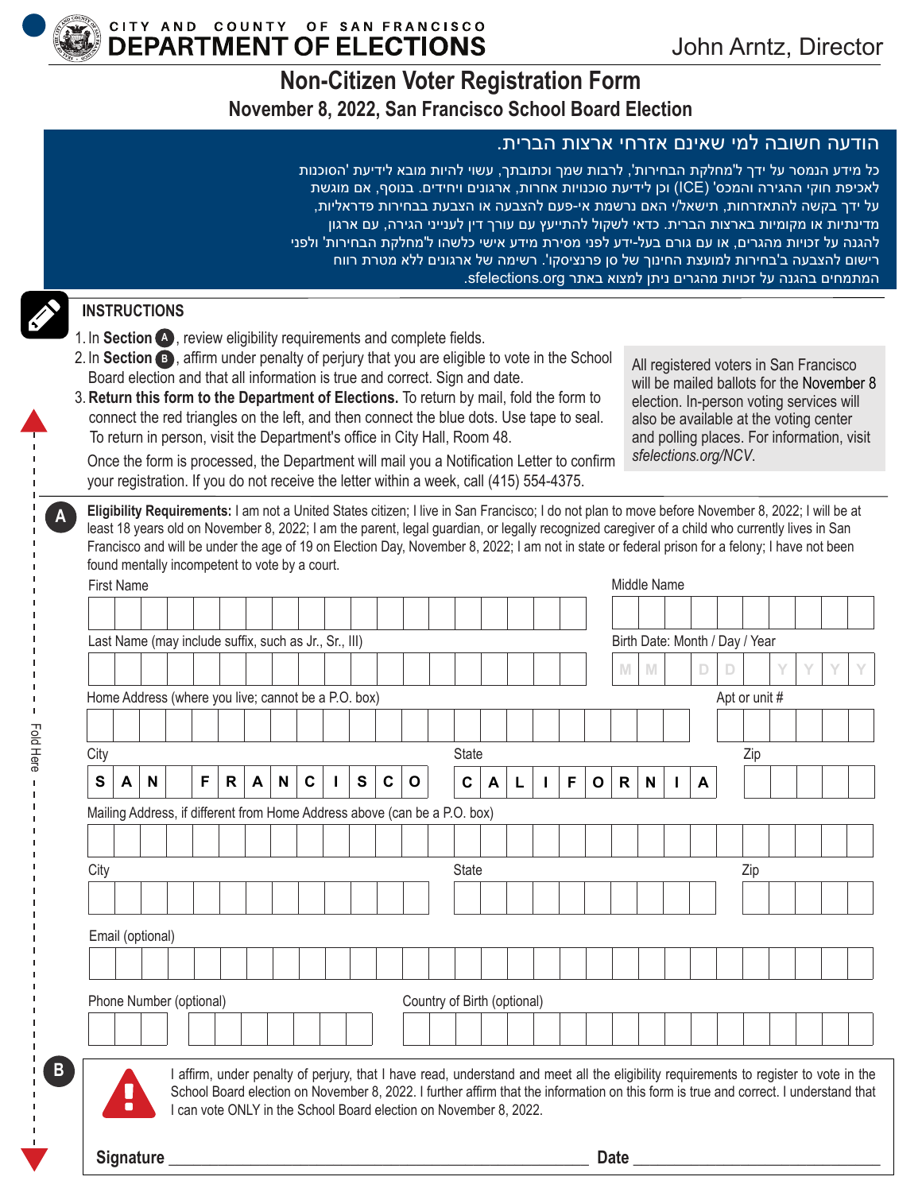CITY AND COUNTY OF SAN FRANCISCO
**DEPARTMENT OF ELECTIONS**

John Arntz, Director

# Non-Citizen Voter Registration Form

## November 8, 2022, San Francisco School Board Election

### הודעה חשובה למי שאינם אזרחי ארצות הברית.

כל מידע הנמסר על ידך ל'מחלקת הבחירות', לרבות שמך וכתובתך, עשוי להיות מובא לידיעת 'הסוכנות לאכיפת חוקי ההגירה והמכס' (ICE) וכן לידיעת סוכנויות אחרות, ארגונים ויחידים. בנוסף, אם מוגשת על ידך בקשה להתאזרחות, תישאל/י האם נרשמת אי-פעם להצבעה או הצבעת בבחירות פדראליות, מדינתיות או מקומיות בארצות הברית. כדאי לשקול להתייעץ עם עורך דין לענייני הגירה, עם ארגון להגנה על זכויות מהגרים, או עם גורם בעל-ידע לפני מסירת מידע אישי כלשהו ל'מחלקת הבחירות' ולפני רישום להצבעה ב'בחירות למועצת החינוך של סן פרנציסקו'. רשימה של ארגונים ללא מטרת רווח המתמחים בהגנה על זכויות מהגרים ניתן למצוא באתר sfelections.org.

### INSTRUCTIONS

1. In **Section A**, review eligibility requirements and complete fields.
2. In **Section B**, affirm under penalty of perjury that you are eligible to vote in the School Board election and that all information is true and correct. Sign and date.
3. **Return this form to the Department of Elections.** To return by mail, fold the form to connect the red triangles on the left, and then connect the blue dots. Use tape to seal. To return in person, visit the Department's office in City Hall, Room 48.

Once the form is processed, the Department will mail you a Notification Letter to confirm your registration. If you do not receive the letter within a week, call (415) 554-4375.

All registered voters in San Francisco will be mailed ballots for the November 8 election. In-person voting services will also be available at the voting center and polling places. For information, visit *sfelections.org/NCV*.

Fold Here

**A**

**Eligibility Requirements:** I am not a United States citizen; I live in San Francisco; I do not plan to move before November 8, 2022; I will be at least 18 years old on November 8, 2022; I am the parent, legal guardian, or legally recognized caregiver of a child who currently lives in San Francisco and will be under the age of 19 on Election Day, November 8, 2022; I am not in state or federal prison for a felony; I have not been found mentally incompetent to vote by a court.

First Name ______ Middle Name ______

Last Name (may include suffix, such as Jr., Sr., III) ______ Birth Date: Month / Day / Year M M D D Y Y Y Y

Home Address (where you live; cannot be a P.O. box) ______ Apt or unit # ______

City: S A N F R A N C I S C O State: C A L I F O R N I A Zip ______

Mailing Address, if different from Home Address above (can be a P.O. box) ______

City ______ State ______ Zip ______

Email (optional) ______

Phone Number (optional) ______ Country of Birth (optional) ______

**B**

I affirm, under penalty of perjury, that I have read, understand and meet all the eligibility requirements to register to vote in the School Board election on November 8, 2022. I further affirm that the information on this form is true and correct. I understand that I can vote ONLY in the School Board election on November 8, 2022.

**Signature** ______________________ **Date** ______________